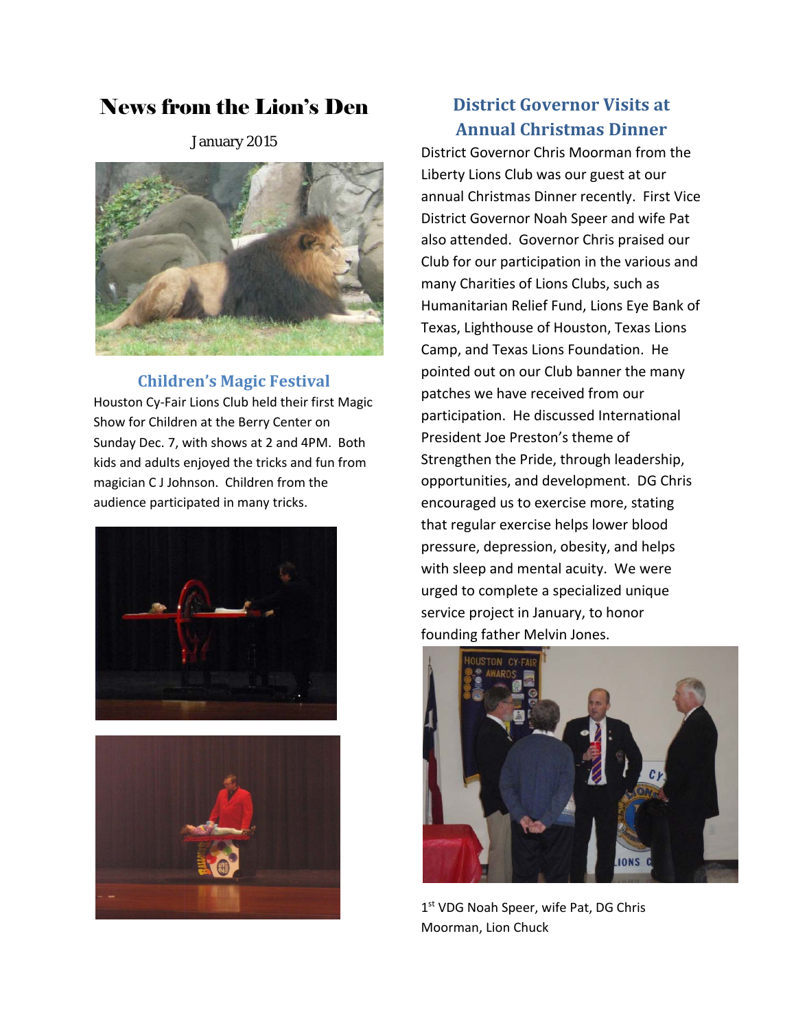# News from the Lion's Den

January 2015

## Children's Magic Festival

Houston Cy-Fair Lions Club held their first Magic Show for Children at the Berry Center on Sunday Dec. 7, with shows at 2 and 4PM. Both kids and adults enjoyed the tricks and fun from magician C J Johnson. Children from the audience participated in many tricks.

## District Governor Visits at Annual Christmas Dinner

District Governor Chris Moorman from the Liberty Lions Club was our guest at our annual Christmas Dinner recently. First Vice District Governor Noah Speer and wife Pat also attended. Governor Chris praised our Club for our participation in the various and many Charities of Lions Clubs, such as Humanitarian Relief Fund, Lions Eye Bank of Texas, Lighthouse of Houston, Texas Lions Camp, and Texas Lions Foundation. He pointed out on our Club banner the many patches we have received from our participation. He discussed International President Joe Preston's theme of Strengthen the Pride, through leadership, opportunities, and development. DG Chris encouraged us to exercise more, stating that regular exercise helps lower blood pressure, depression, obesity, and helps with sleep and mental acuity. We were urged to complete a specialized unique service project in January, to honor founding father Melvin Jones.

1st VDG Noah Speer, wife Pat, DG Chris Moorman, Lion Chuck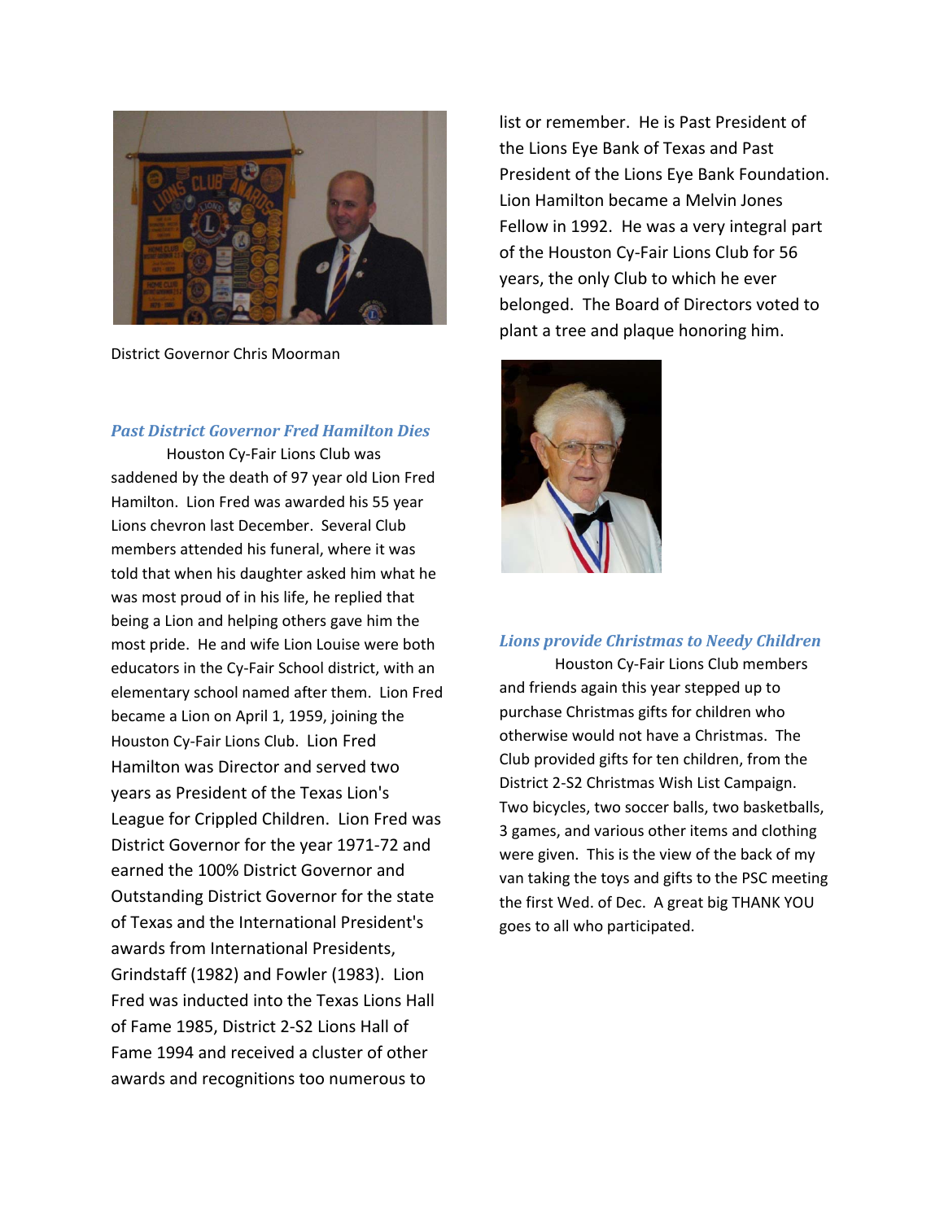District Governor Chris Moorman

### *Past District Governor Fred Hamilton Dies*

Houston Cy-Fair Lions Club was saddened by the death of 97 year old Lion Fred Hamilton. Lion Fred was awarded his 55 year Lions chevron last December. Several Club members attended his funeral, where it was told that when his daughter asked him what he was most proud of in his life, he replied that being a Lion and helping others gave him the most pride. He and wife Lion Louise were both educators in the Cy-Fair School district, with an elementary school named after them. Lion Fred became a Lion on April 1, 1959, joining the Houston Cy-Fair Lions Club. Lion Fred Hamilton was Director and served two years as President of the Texas Lion's League for Crippled Children. Lion Fred was District Governor for the year 1971-72 and earned the 100% District Governor and Outstanding District Governor for the state of Texas and the International President's awards from International Presidents, Grindstaff (1982) and Fowler (1983). Lion Fred was inducted into the Texas Lions Hall of Fame 1985, District 2-S2 Lions Hall of Fame 1994 and received a cluster of other awards and recognitions too numerous to list or remember. He is Past President of the Lions Eye Bank of Texas and Past President of the Lions Eye Bank Foundation. Lion Hamilton became a Melvin Jones Fellow in 1992. He was a very integral part of the Houston Cy-Fair Lions Club for 56 years, the only Club to which he ever belonged. The Board of Directors voted to plant a tree and plaque honoring him.

### *Lions provide Christmas to Needy Children*

Houston Cy-Fair Lions Club members and friends again this year stepped up to purchase Christmas gifts for children who otherwise would not have a Christmas. The Club provided gifts for ten children, from the District 2-S2 Christmas Wish List Campaign. Two bicycles, two soccer balls, two basketballs, 3 games, and various other items and clothing were given. This is the view of the back of my van taking the toys and gifts to the PSC meeting the first Wed. of Dec. A great big THANK YOU goes to all who participated.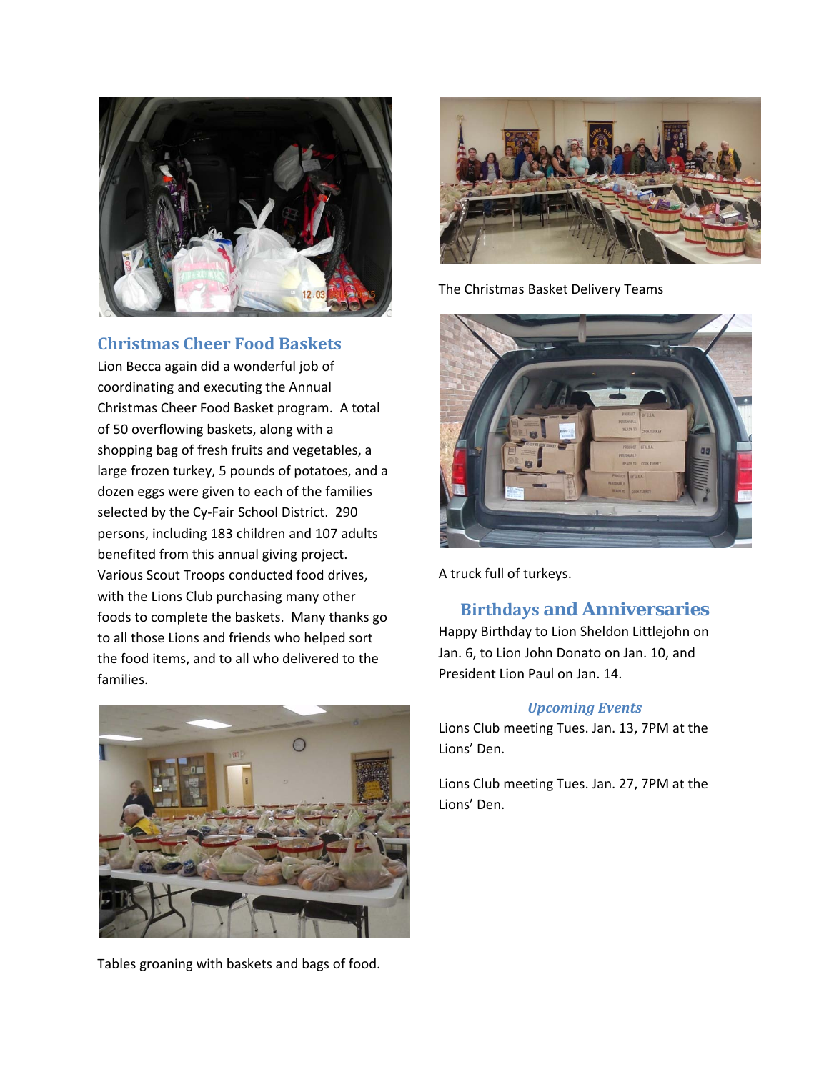## Christmas Cheer Food Baskets

Lion Becca again did a wonderful job of coordinating and executing the Annual Christmas Cheer Food Basket program. A total of 50 overflowing baskets, along with a shopping bag of fresh fruits and vegetables, a large frozen turkey, 5 pounds of potatoes, and a dozen eggs were given to each of the families selected by the Cy-Fair School District. 290 persons, including 183 children and 107 adults benefited from this annual giving project. Various Scout Troops conducted food drives, with the Lions Club purchasing many other foods to complete the baskets. Many thanks go to all those Lions and friends who helped sort the food items, and to all who delivered to the families.

Tables groaning with baskets and bags of food.

The Christmas Basket Delivery Teams

A truck full of turkeys.

## Birthdays and Anniversaries

Happy Birthday to Lion Sheldon Littlejohn on Jan. 6, to Lion John Donato on Jan. 10, and President Lion Paul on Jan. 14.

### *Upcoming Events*

Lions Club meeting Tues. Jan. 13, 7PM at the Lions' Den.

Lions Club meeting Tues. Jan. 27, 7PM at the Lions' Den.